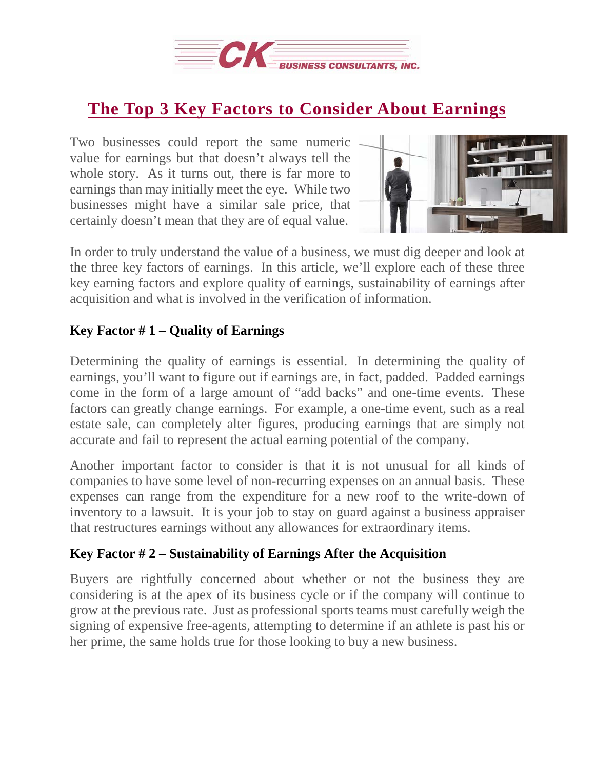# The Top 3 Key Factors to Consider About Earnings

Two businesses could report the same numeric value for earnings but that doesn't always tell the whole story. As it turns out, there is far more to earnings than may initially meet the eye. While two businesses might have a similar sale price, that certainly doesn't mean that they are of equal value.

In order to truly understand the value of a business, we must dig deeper and look at the three key factors of earnings. In this article, we'll explore each of these three key earning factors and explore quality of earnings, sustainability of earnings after acquisition and what is involved in the verification of information.

### Key Factor # 1 – Quality of Earnings

Determining the quality of earnings is essential. In determining the quality of earnings, you'll want to figure out if earnings are, in fact, padded. Padded earnings come in the form of a large amount of "add backs" and one-time events. These factors can greatly change earnings. For example, a one-time event, such as a real estate sale, can completely alter figures, producing earnings that are simply not accurate and fail to represent the actual earning potential of the company.

Another important factor to consider is that it is not unusual for all kinds of companies to have some level of non-recurring expenses on an annual basis. These expenses can range from the expenditure for a new roof to the write-down of inventory to a lawsuit. It is your job to stay on guard against a business appraiser that restructures earnings without any allowances for extraordinary items.

### Key Factor # 2 – Sustainability of Earnings After the Acquisition

Buyers are rightfully concerned about whether or not the business they are considering is at the apex of its business cycle or if the company will continue to grow at the previous rate. Just as professional sports teams must carefully weigh the signing of expensive free-agents, attempting to determine if an athlete is past his or her prime, the same holds true for those looking to buy a new business.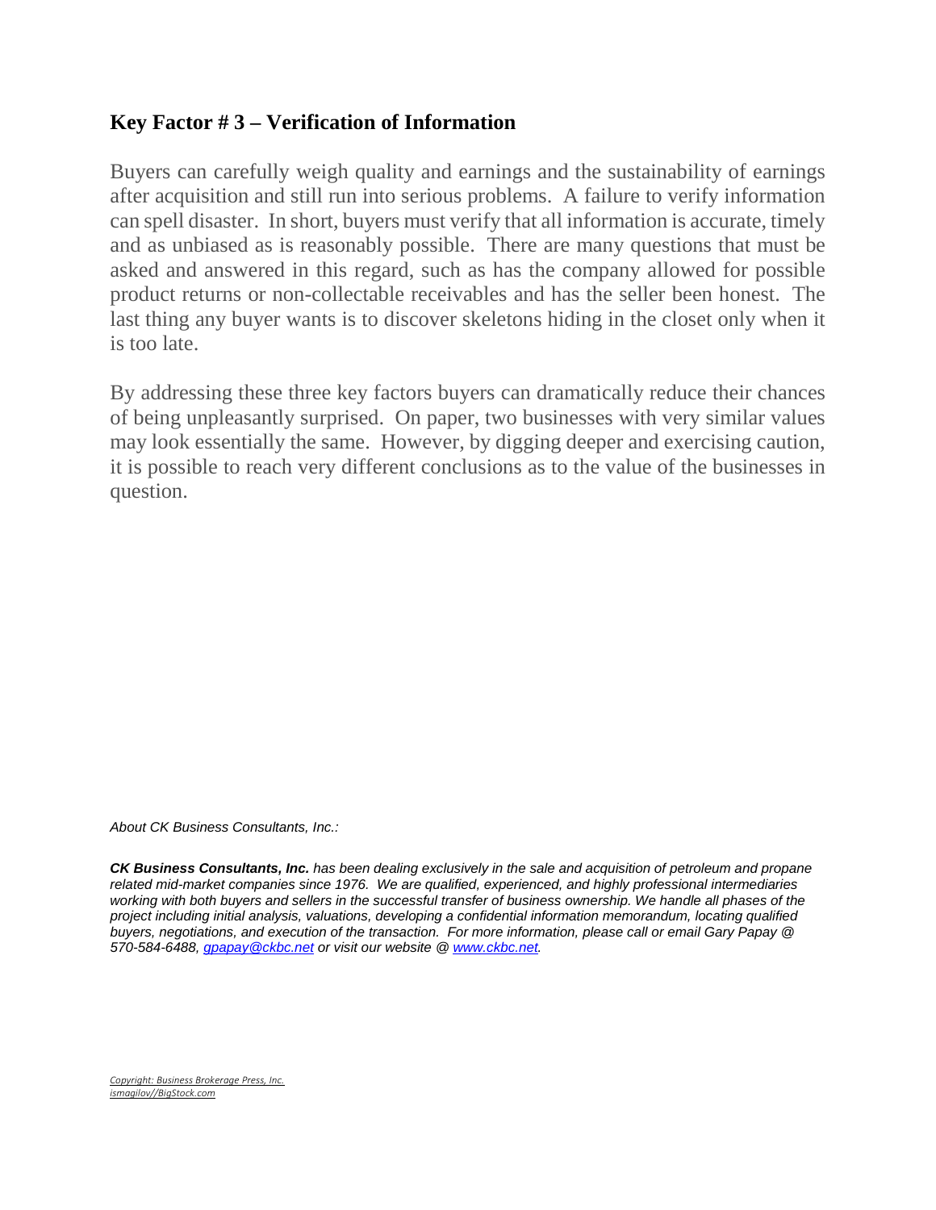## Key Factor # 3 – Verification of Information

Buyers can carefully weigh quality and earnings and the sustainability of earnings after acquisition and still run into serious problems. A failure to verify information can spell disaster. In short, buyers must verify that all information is accurate, timely and as unbiased as is reasonably possible. There are many questions that must be asked and answered in this regard, such as has the company allowed for possible product returns or non-collectable receivables and has the seller been honest. The last thing any buyer wants is to discover skeletons hiding in the closet only when it is too late.

By addressing these three key factors buyers can dramatically reduce their chances of being unpleasantly surprised. On paper, two businesses with very similar values may look essentially the same. However, by digging deeper and exercising caution, it is possible to reach very different conclusions as to the value of the businesses in question.

*About CK Business Consultants, Inc.:*

***CK Business Consultants, Inc.*** *has been dealing exclusively in the sale and acquisition of petroleum and propane related mid-market companies since 1976. We are qualified, experienced, and highly professional intermediaries working with both buyers and sellers in the successful transfer of business ownership. We handle all phases of the project including initial analysis, valuations, developing a confidential information memorandum, locating qualified buyers, negotiations, and execution of the transaction. For more information, please call or email Gary Papay @ 570-584-6488, [gpapay@ckbc.net](mailto:gpapay@ckbc.net) or visit our website @ [www.ckbc.net](http://www.ckbc.net).*

*Copyright: Business Brokerage Press, Inc.*
*ismagilov//BigStock.com*